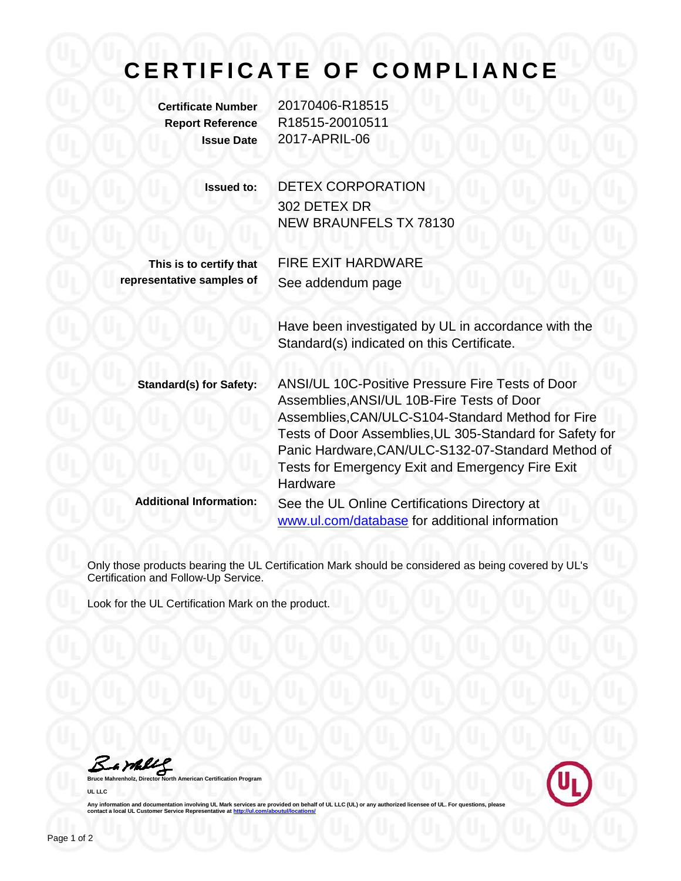# CERTIFICATE OF COMPLIANCE

**Certificate Number** 20170406-R18515
**Report Reference** R18515-20010511
**Issue Date** 2017-APRIL-06

**Issued to:** DETEX CORPORATION
302 DETEX DR
NEW BRAUNFELS TX 78130

**This is to certify that representative samples of** FIRE EXIT HARDWARE
See addendum page

Have been investigated by UL in accordance with the Standard(s) indicated on this Certificate.

**Standard(s) for Safety:** ANSI/UL 10C-Positive Pressure Fire Tests of Door Assemblies,ANSI/UL 10B-Fire Tests of Door Assemblies,CAN/ULC-S104-Standard Method for Fire Tests of Door Assemblies,UL 305-Standard for Safety for Panic Hardware,CAN/ULC-S132-07-Standard Method of Tests for Emergency Exit and Emergency Fire Exit Hardware

**Additional Information:** See the UL Online Certifications Directory at www.ul.com/database for additional information

Only those products bearing the UL Certification Mark should be considered as being covered by UL's Certification and Follow-Up Service.

Look for the UL Certification Mark on the product.

Bruce Mahrenholz, Director North American Certification Program

UL LLC

Any information and documentation involving UL Mark services are provided on behalf of UL LLC (UL) or any authorized licensee of UL. For questions, please contact a local UL Customer Service Representative at http://ul.com/aboutul/locations/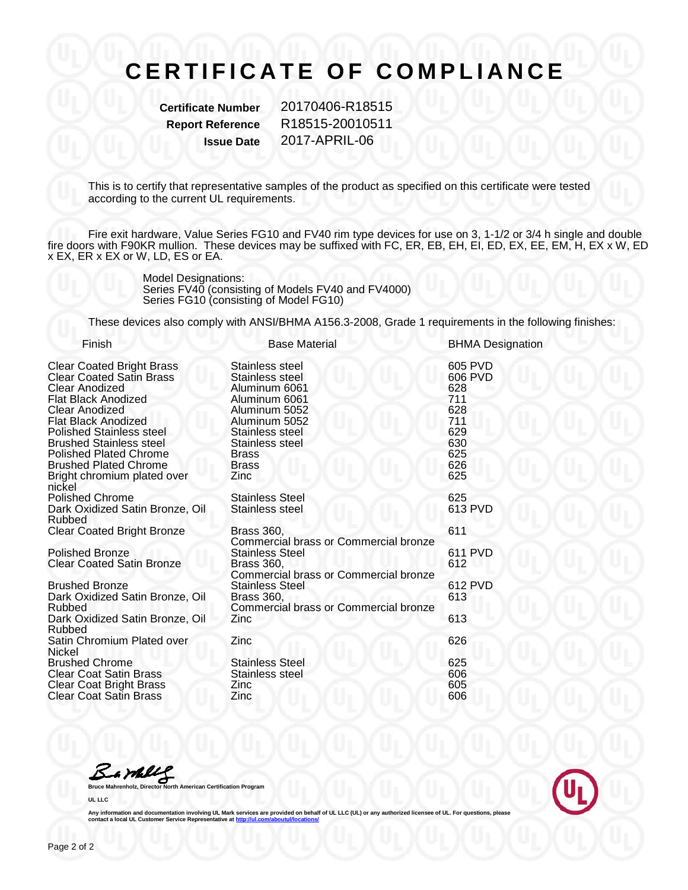# CERTIFICATE OF COMPLIANCE

**Certificate Number** 20170406-R18515
**Report Reference** R18515-20010511
**Issue Date** 2017-APRIL-06

This is to certify that representative samples of the product as specified on this certificate were tested according to the current UL requirements.

Fire exit hardware, Value Series FG10 and FV40 rim type devices for use on 3, 1-1/2 or 3/4 h single and double fire doors with F90KR mullion. These devices may be suffixed with FC, ER, EB, EH, EI, ED, EX, EE, EM, H, EX x W, ED x EX, ER x EX or W, LD, ES or EA.

Model Designations:
Series FV40 (consisting of Models FV40 and FV4000)
Series FG10 (consisting of Model FG10)

These devices also comply with ANSI/BHMA A156.3-2008, Grade 1 requirements in the following finishes:

| Finish | Base Material | BHMA Designation |
|---|---|---|
| Clear Coated Bright Brass | Stainless steel | 605 PVD |
| Clear Coated Satin Brass | Stainless steel | 606 PVD |
| Clear Anodized | Aluminum 6061 | 628 |
| Flat Black Anodized | Aluminum 6061 | 711 |
| Clear Anodized | Aluminum 5052 | 628 |
| Flat Black Anodized | Aluminum 5052 | 711 |
| Polished Stainless steel | Stainless steel | 629 |
| Brushed Stainless steel | Stainless steel | 630 |
| Polished Plated Chrome | Brass | 625 |
| Brushed Plated Chrome | Brass | 626 |
| Bright chromium plated over nickel | Zinc | 625 |
| Polished Chrome | Stainless Steel | 625 |
| Dark Oxidized Satin Bronze, Oil Rubbed | Stainless steel | 613 PVD |
| Clear Coated Bright Bronze | Brass 360, Commercial brass or Commercial bronze | 611 |
| Polished Bronze | Stainless Steel | 611 PVD |
| Clear Coated Satin Bronze | Brass 360, Commercial brass or Commercial bronze | 612 |
| Brushed Bronze | Stainless Steel | 612 PVD |
| Dark Oxidized Satin Bronze, Oil Rubbed | Brass 360, Commercial brass or Commercial bronze | 613 |
| Dark Oxidized Satin Bronze, Oil Rubbed | Zinc | 613 |
| Satin Chromium Plated over Nickel | Zinc | 626 |
| Brushed Chrome | Stainless Steel | 625 |
| Clear Coat Satin Brass | Stainless steel | 606 |
| Clear Coat Bright Brass | Zinc | 605 |
| Clear Coat Satin Brass | Zinc | 606 |

**Bruce Mahrenholz, Director North American Certification Program**

**UL LLC**

Any information and documentation involving UL Mark services are provided on behalf of UL LLC (UL) or any authorized licensee of UL. For questions, please contact a local UL Customer Service Representative at http://ul.com/aboutul/locations/